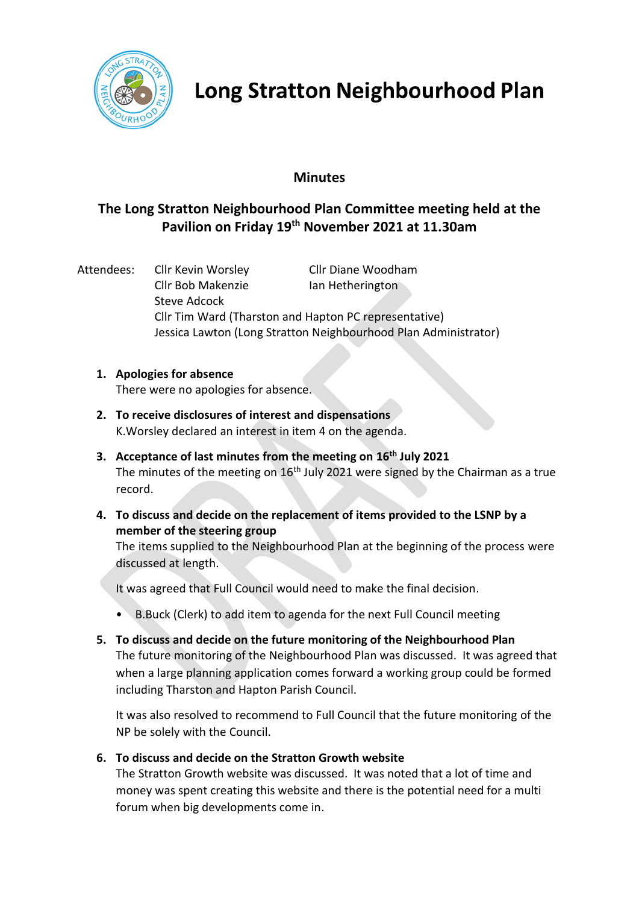# Long Stratton Neighbourhood Plan

## Minutes

## The Long Stratton Neighbourhood Plan Committee meeting held at the Pavilion on Friday 19th November 2021 at 11.30am

Attendees:
- Cllr Kevin Worsley
- Cllr Diane Woodham
- Cllr Bob Makenzie
- Ian Hetherington
- Steve Adcock
- Cllr Tim Ward (Tharston and Hapton PC representative)
- Jessica Lawton (Long Stratton Neighbourhood Plan Administrator)

1. **Apologies for absence**
   There were no apologies for absence.

2. **To receive disclosures of interest and dispensations**
   K.Worsley declared an interest in item 4 on the agenda.

3. **Acceptance of last minutes from the meeting on 16th July 2021**
   The minutes of the meeting on 16th July 2021 were signed by the Chairman as a true record.

4. **To discuss and decide on the replacement of items provided to the LSNP by a member of the steering group**
   The items supplied to the Neighbourhood Plan at the beginning of the process were discussed at length.

   It was agreed that Full Council would need to make the final decision.

   - B.Buck (Clerk) to add item to agenda for the next Full Council meeting

5. **To discuss and decide on the future monitoring of the Neighbourhood Plan**
   The future monitoring of the Neighbourhood Plan was discussed. It was agreed that when a large planning application comes forward a working group could be formed including Tharston and Hapton Parish Council.

   It was also resolved to recommend to Full Council that the future monitoring of the NP be solely with the Council.

6. **To discuss and decide on the Stratton Growth website**
   The Stratton Growth website was discussed. It was noted that a lot of time and money was spent creating this website and there is the potential need for a multi forum when big developments come in.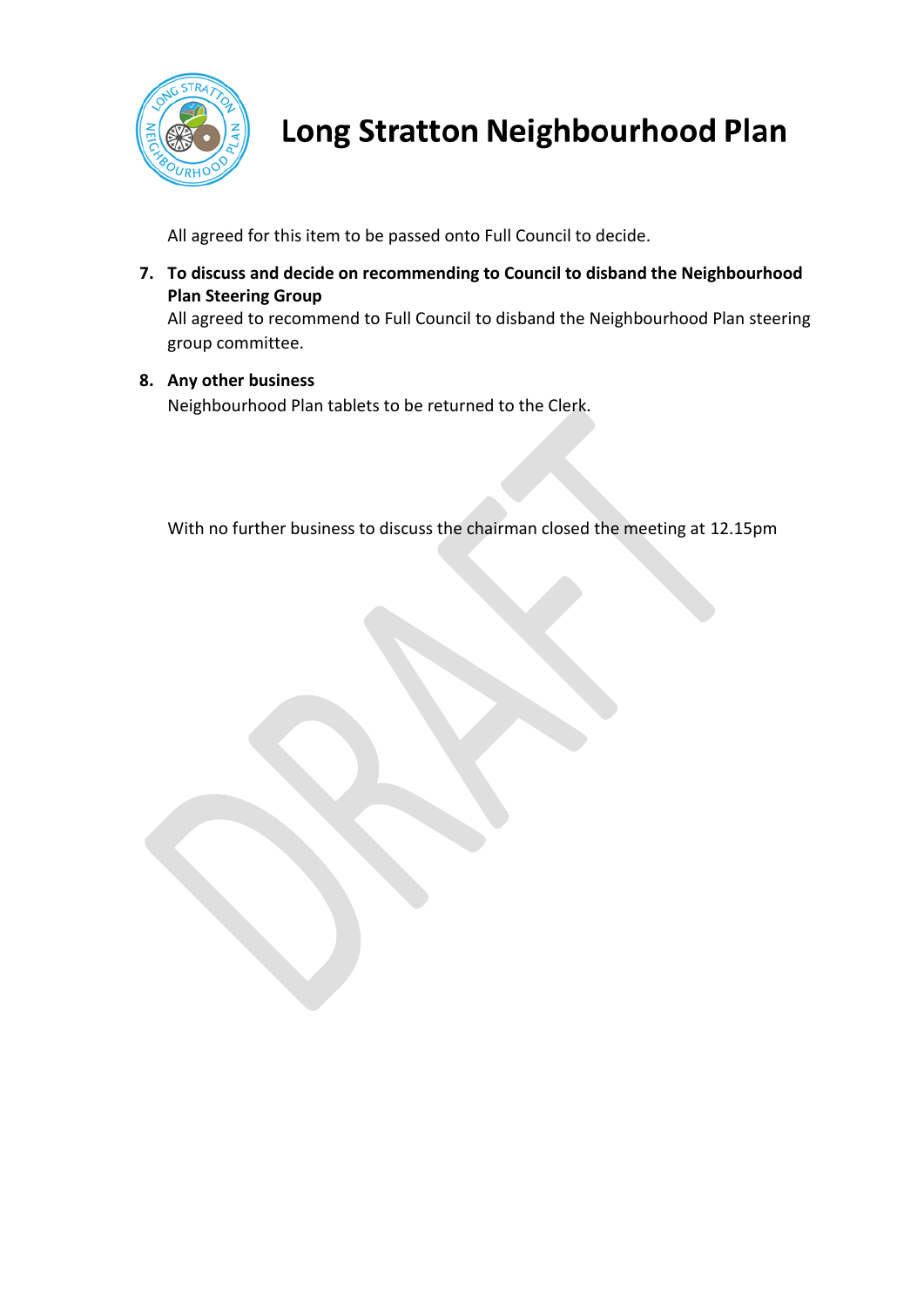All agreed for this item to be passed onto Full Council to decide.

7. **To discuss and decide on recommending to Council to disband the Neighbourhood Plan Steering Group**
   All agreed to recommend to Full Council to disband the Neighbourhood Plan steering group committee.

8. **Any other business**
   Neighbourhood Plan tablets to be returned to the Clerk.

With no further business to discuss the chairman closed the meeting at 12.15pm